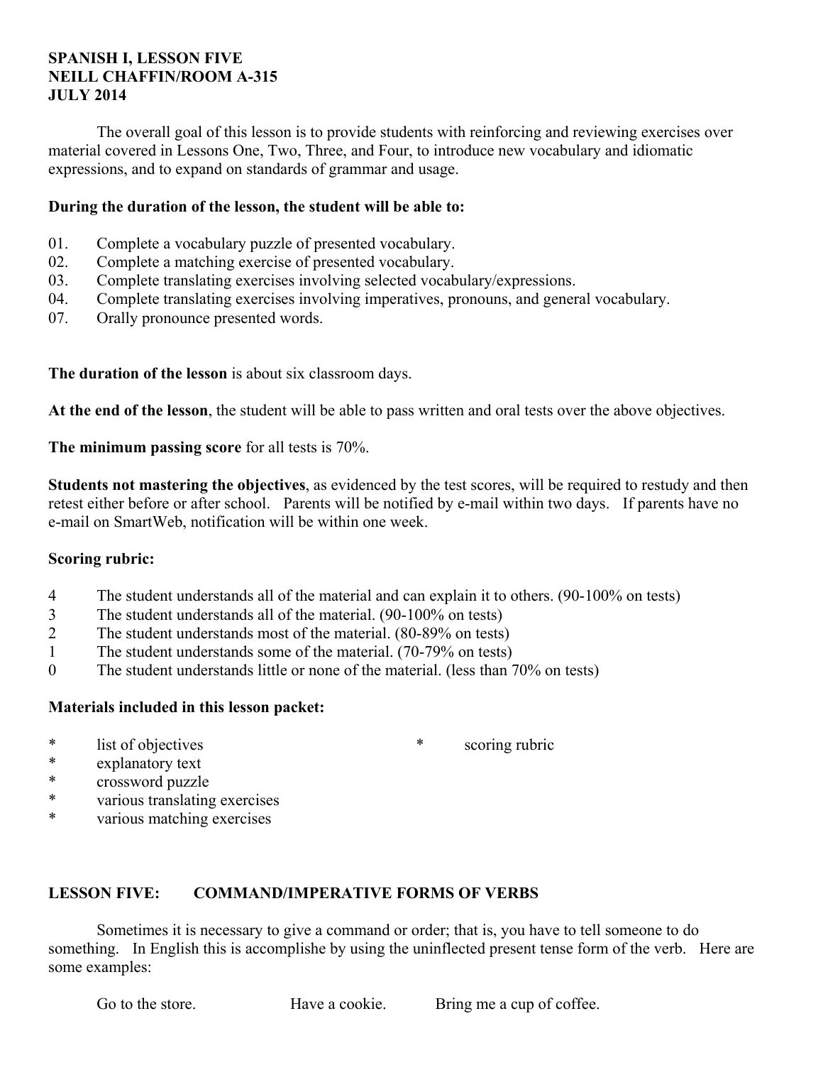**SPANISH I, LESSON FIVE**
**NEILL CHAFFIN/ROOM A-315**
**JULY 2014**

The overall goal of this lesson is to provide students with reinforcing and reviewing exercises over material covered in Lessons One, Two, Three, and Four, to introduce new vocabulary and idiomatic expressions, and to expand on standards of grammar and usage.

**During the duration of the lesson, the student will be able to:**

01. Complete a vocabulary puzzle of presented vocabulary.
02. Complete a matching exercise of presented vocabulary.
03. Complete translating exercises involving selected vocabulary/expressions.
04. Complete translating exercises involving imperatives, pronouns, and general vocabulary.
07. Orally pronounce presented words.

**The duration of the lesson** is about six classroom days.

**At the end of the lesson**, the student will be able to pass written and oral tests over the above objectives.

**The minimum passing score** for all tests is 70%.

**Students not mastering the objectives**, as evidenced by the test scores, will be required to restudy and then retest either before or after school. Parents will be notified by e-mail within two days. If parents have no e-mail on SmartWeb, notification will be within one week.

**Scoring rubric:**

4 The student understands all of the material and can explain it to others. (90-100% on tests)
3 The student understands all of the material. (90-100% on tests)
2 The student understands most of the material. (80-89% on tests)
1 The student understands some of the material. (70-79% on tests)
0 The student understands little or none of the material. (less than 70% on tests)

**Materials included in this lesson packet:**

* list of objectives
* scoring rubric
* explanatory text
* crossword puzzle
* various translating exercises
* various matching exercises

**LESSON FIVE: COMMAND/IMPERATIVE FORMS OF VERBS**

Sometimes it is necessary to give a command or order; that is, you have to tell someone to do something. In English this is accomplishe by using the uninflected present tense form of the verb. Here are some examples:

Go to the store. Have a cookie. Bring me a cup of coffee.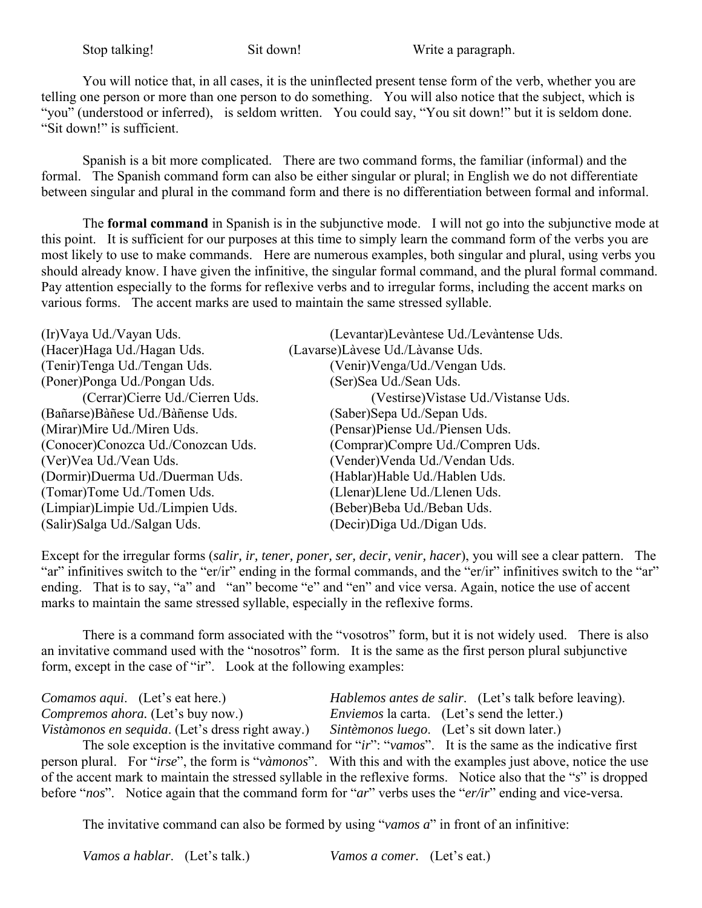Stop talking! Sit down! Write a paragraph.

You will notice that, in all cases, it is the uninflected present tense form of the verb, whether you are telling one person or more than one person to do something. You will also notice that the subject, which is "you" (understood or inferred), is seldom written. You could say, "You sit down!" but it is seldom done. "Sit down!" is sufficient.

Spanish is a bit more complicated. There are two command forms, the familiar (informal) and the formal. The Spanish command form can also be either singular or plural; in English we do not differentiate between singular and plural in the command form and there is no differentiation between formal and informal.

The **formal command** in Spanish is in the subjunctive mode. I will not go into the subjunctive mode at this point. It is sufficient for our purposes at this time to simply learn the command form of the verbs you are most likely to use to make commands. Here are numerous examples, both singular and plural, using verbs you should already know. I have given the infinitive, the singular formal command, and the plural formal command. Pay attention especially to the forms for reflexive verbs and to irregular forms, including the accent marks on various forms. The accent marks are used to maintain the same stressed syllable.

(Ir)Vaya Ud./Vayan Uds.
(Hacer)Haga Ud./Hagan Uds.
(Tenir)Tenga Ud./Tengan Uds.
(Poner)Ponga Ud./Pongan Uds.
(Cerrar)Cierre Ud./Cierren Uds.
(Bañarse)Bàñese Ud./Bàñense Uds.
(Mirar)Mire Ud./Miren Uds.
(Conocer)Conozca Ud./Conozcan Uds.
(Ver)Vea Ud./Vean Uds.
(Dormir)Duerma Ud./Duerman Uds.
(Tomar)Tome Ud./Tomen Uds.
(Limpiar)Limpie Ud./Limpien Uds.
(Salir)Salga Ud./Salgan Uds.
(Levantar)Levàntese Ud./Levàntense Uds.
(Lavarse)Làvese Ud./Làvanse Uds.
(Venir)Venga/Ud./Vengan Uds.
(Ser)Sea Ud./Sean Uds.
(Vestirse)Vìstase Ud./Vìstanse Uds.
(Saber)Sepa Ud./Sepan Uds.
(Pensar)Piense Ud./Piensen Uds.
(Comprar)Compre Ud./Compren Uds.
(Vender)Venda Ud./Vendan Uds.
(Hablar)Hable Ud./Hablen Uds.
(Llenar)Llene Ud./Llenen Uds.
(Beber)Beba Ud./Beban Uds.
(Decir)Diga Ud./Digan Uds.

Except for the irregular forms (*salir, ir, tener, poner, ser, decir, venir, hacer*), you will see a clear pattern. The "ar" infinitives switch to the "er/ir" ending in the formal commands, and the "er/ir" infinitives switch to the "ar" ending. That is to say, "a" and "an" become "e" and "en" and vice versa. Again, notice the use of accent marks to maintain the same stressed syllable, especially in the reflexive forms.

There is a command form associated with the "vosotros" form, but it is not widely used. There is also an invitative command used with the "nosotros" form. It is the same as the first person plural subjunctive form, except in the case of "ir". Look at the following examples:

*Comamos aqui*. (Let's eat here.)
*Compremos ahora.* (Let's buy now.)
*Vistàmonos en sequida*. (Let's dress right away.)
*Hablemos antes de salir*. (Let's talk before leaving).
*Enviemos* la carta. (Let's send the letter.)
*Sintèmonos luego*. (Let's sit down later.)

The sole exception is the invitative command for "*ir*": "*vamos*". It is the same as the indicative first person plural. For "*irse*", the form is "*vàmonos*". With this and with the examples just above, notice the use of the accent mark to maintain the stressed syllable in the reflexive forms. Notice also that the "*s*" is dropped before "*nos*". Notice again that the command form for "*ar*" verbs uses the "*er/ir*" ending and vice-versa.

The invitative command can also be formed by using "*vamos a*" in front of an infinitive:

*Vamos a hablar*. (Let's talk.) *Vamos a comer.* (Let's eat.)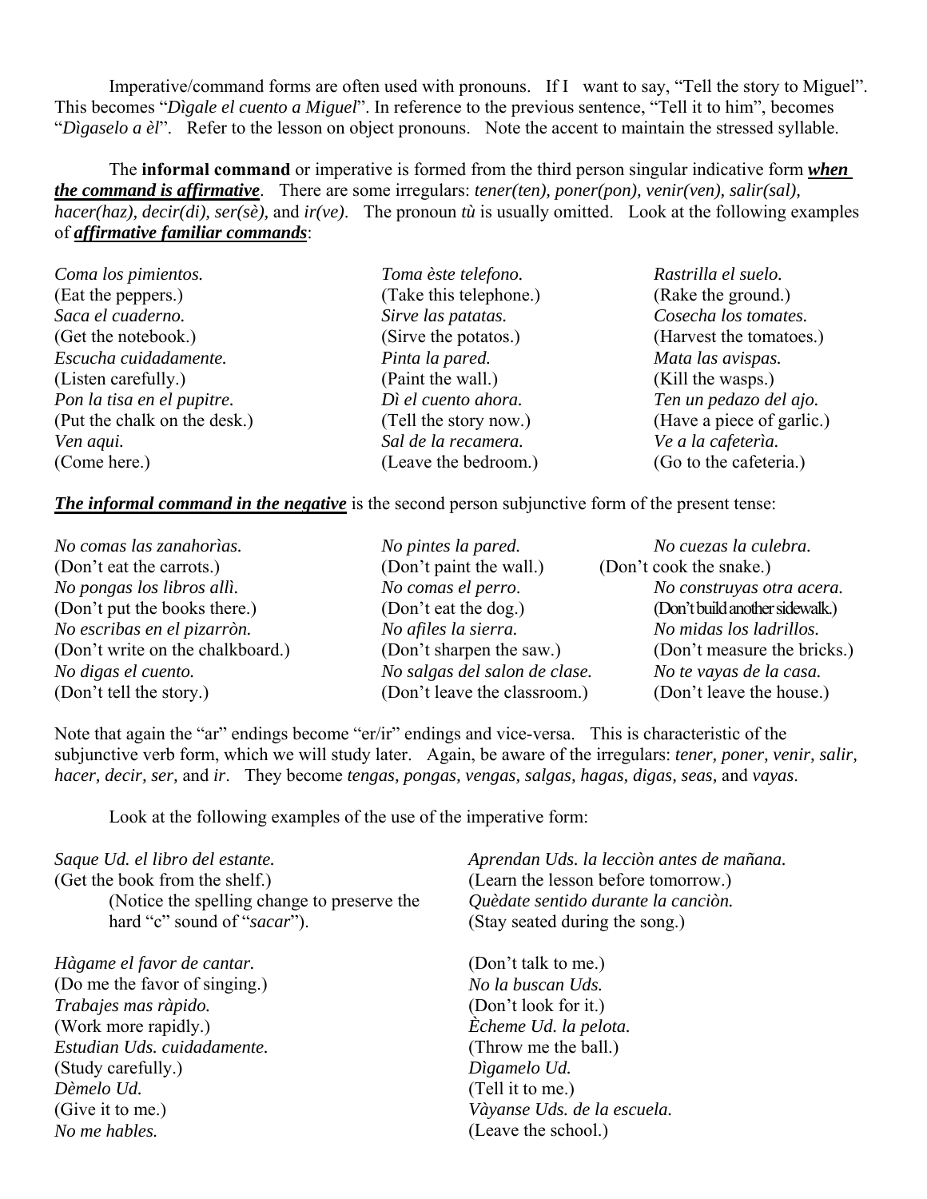Imperative/command forms are often used with pronouns. If I want to say, "Tell the story to Miguel". This becomes "*Dìgale el cuento a Miguel*". In reference to the previous sentence, "Tell it to him", becomes "*Dìgaselo a èl*". Refer to the lesson on object pronouns. Note the accent to maintain the stressed syllable.

The **informal command** or imperative is formed from the third person singular indicative form ***<u>when the command is affirmative</u>***. There are some irregulars: *tener(ten), poner(pon), venir(ven), salir(sal), hacer(haz), decir(di), ser(sè),* and *ir(ve)*. The pronoun *tù* is usually omitted. Look at the following examples of ***<u>affirmative familiar commands</u>***:

*Coma los pimientos.*
(Eat the peppers.)
*Saca el cuaderno.*
(Get the notebook.)
*Escucha cuidadamente.*
(Listen carefully.)
*Pon la tisa en el pupitre.*
(Put the chalk on the desk.)
*Ven aqui.*
(Come here.)

*Toma èste telefono.*
(Take this telephone.)
*Sirve las patatas.*
(Sirve the potatos.)
*Pinta la pared.*
(Paint the wall.)
*Dì el cuento ahora.*
(Tell the story now.)
*Sal de la recamera.*
(Leave the bedroom.)

*Rastrilla el suelo.*
(Rake the ground.)
*Cosecha los tomates.*
(Harvest the tomatoes.)
*Mata las avispas.*
(Kill the wasps.)
*Ten un pedazo del ajo.*
(Have a piece of garlic.)
*Ve a la cafeterìa.*
(Go to the cafeteria.)

***<u>The informal command in the negative</u>*** is the second person subjunctive form of the present tense:

*No comas las zanahorìas.*
(Don't eat the carrots.)
*No pongas los libros allì.*
(Don't put the books there.)
*No escribas en el pizarròn.*
(Don't write on the chalkboard.)
*No digas el cuento.*
(Don't tell the story.)

*No pintes la pared.*
(Don't paint the wall.)
*No comas el perro.*
(Don't eat the dog.)
*No afiles la sierra.*
(Don't sharpen the saw.)
*No salgas del salon de clase.*
(Don't leave the classroom.)

*No cuezas la culebra.*
(Don't cook the snake.)
*No construyas otra acera.*
(Don't build another sidewalk.)
*No midas los ladrillos.*
(Don't measure the bricks.)
*No te vayas de la casa.*
(Don't leave the house.)

Note that again the "ar" endings become "er/ir" endings and vice-versa. This is characteristic of the subjunctive verb form, which we will study later. Again, be aware of the irregulars: *tener, poner, venir, salir, hacer, decir, ser,* and *ir*. They become *tengas, pongas, vengas, salgas, hagas, digas, seas,* and *vayas*.

Look at the following examples of the use of the imperative form:

*Saque Ud. el libro del estante.*
(Get the book from the shelf.)
(Notice the spelling change to preserve the hard "c" sound of "*sacar*").

*Hàgame el favor de cantar.*
(Do me the favor of singing.)
*Trabajes mas ràpido.*
(Work more rapidly.)
*Estudian Uds. cuidadamente.*
(Study carefully.)
*Dèmelo Ud.*
(Give it to me.)
*No me hables.*
(Don't talk to me.)

*Aprendan Uds. la lecciòn antes de mañana.*
(Learn the lesson before tomorrow.)
*Quèdate sentido durante la canciòn.*
(Stay seated during the song.)

*No la buscan Uds.*
(Don't look for it.)
*Ècheme Ud. la pelota.*
(Throw me the ball.)
*Dìgamelo Ud.*
(Tell it to me.)
*Vàyanse Uds. de la escuela.*
(Leave the school.)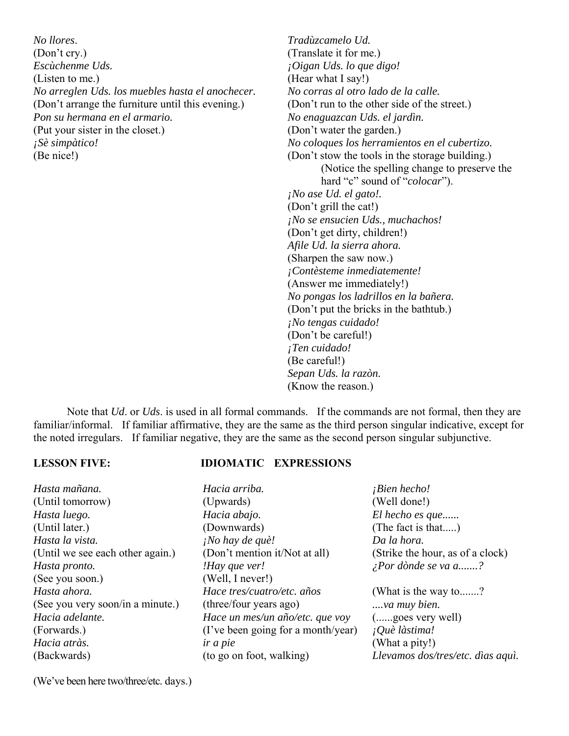*No llores*.
(Don't cry.)
*Escùchenme Uds.*
(Listen to me.)
*No arreglen Uds. los muebles hasta el anochecer.*
(Don't arrange the furniture until this evening.)
*Pon su hermana en el armario.*
(Put your sister in the closet.)
*¡Sè simpàtico!*
(Be nice!)

*Tradùzcamelo Ud.*
(Translate it for me.)
*¡Oigan Uds. lo que digo!*
(Hear what I say!)
*No corras al otro lado de la calle.*
(Don't run to the other side of the street.)
*No enaguazcan Uds. el jardìn.*
(Don't water the garden.)
*No coloques los herramientos en el cubertizo.*
(Don't stow the tools in the storage building.)
(Notice the spelling change to preserve the hard "c" sound of "*colocar*").
*¡No ase Ud. el gato!.*
(Don't grill the cat!)
*¡No se ensucien Uds., muchachos!*
(Don't get dirty, children!)
*Afile Ud. la sierra ahora.*
(Sharpen the saw now.)
*¡Contèsteme inmediatemente!*
(Answer me immediately!)
*No pongas los ladrillos en la bañera.*
(Don't put the bricks in the bathtub.)
*¡No tengas cuidado!*
(Don't be careful!)
*¡Ten cuidado!*
(Be careful!)
*Sepan Uds. la razòn.*
(Know the reason.)

Note that *Ud*. or *Uds*. is used in all formal commands. If the commands are not formal, then they are familiar/informal. If familiar affirmative, they are the same as the third person singular indicative, except for the noted irregulars. If familiar negative, they are the same as the second person singular subjunctive.

## LESSON FIVE: IDIOMATIC EXPRESSIONS

*Hasta mañana.*
(Until tomorrow)
*Hasta luego.*
(Until later.)
*Hasta la vista.*
(Until we see each other again.)
*Hasta pronto.*
(See you soon.)
*Hasta ahora.*
(See you very soon/in a minute.)
*Hacia adelante.*
(Forwards.)
*Hacia atràs.*
(Backwards)

*Hacia arriba.*
(Upwards)
*Hacia abajo.*
(Downwards)
*¡No hay de què!*
(Don't mention it/Not at all)
*!Hay que ver!*
(Well, I never!)
*Hace tres/cuatro/etc. años*
(three/four years ago)
*Hace un mes/un año/etc. que voy*
(I've been going for a month/year)
*ir a pie*
(to go on foot, walking)

*¡Bien hecho!*
(Well done!)
*El hecho es que......*
(The fact is that.....)
*Da la hora.*
(Strike the hour, as of a clock)
*¿Por dònde se va a.......?*
(What is the way to.......?
*....va muy bien.*
(......goes very well)
*¡Què làstima!*
(What a pity!)
*Llevamos dos/tres/etc. dìas aquì.*
(We've been here two/three/etc. days.)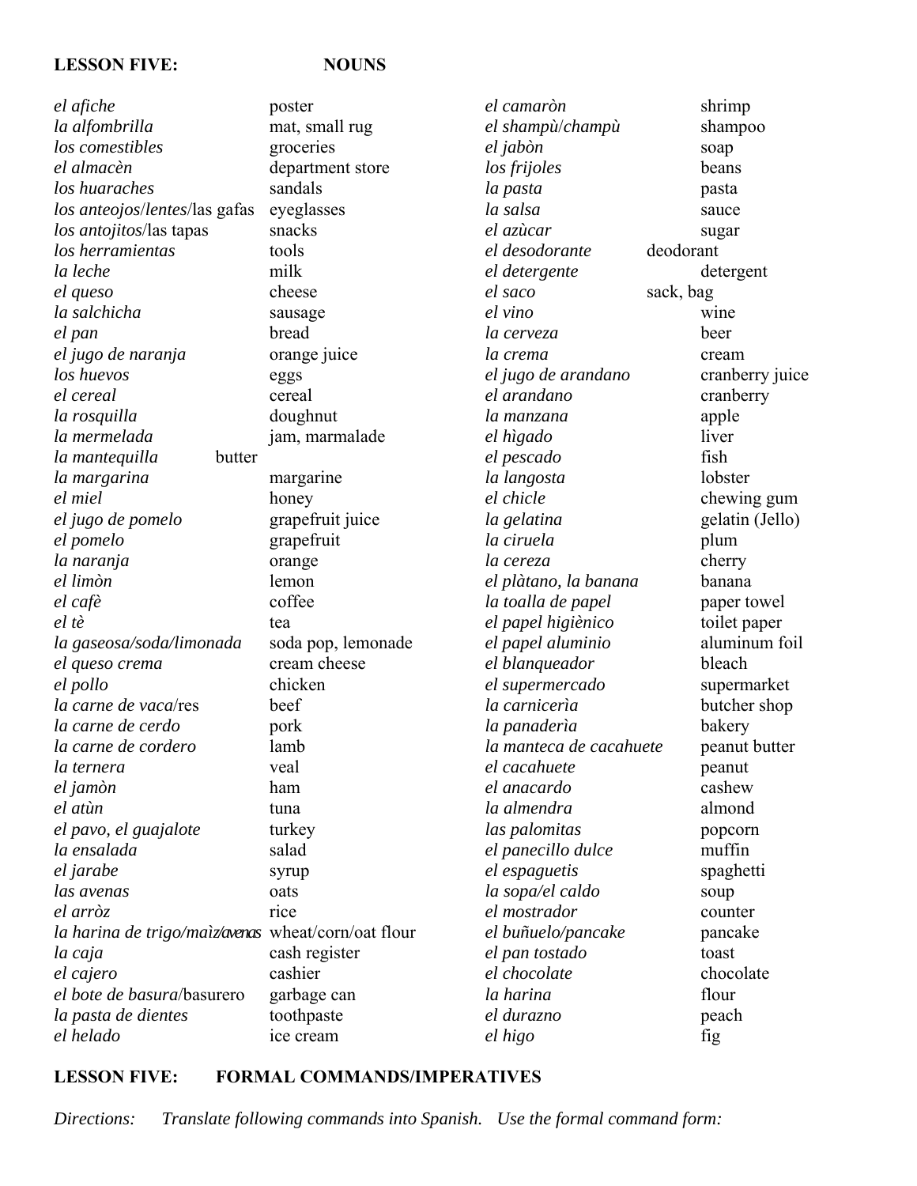**LESSON FIVE: NOUNS**

| | | | |
|---|---|---|---|
| *el afiche* | poster | *el camaròn* | shrimp |
| *la alfombrilla* | mat, small rug | *el shampù/champù* | shampoo |
| *los comestibles* | groceries | *el jabòn* | soap |
| *el almacèn* | department store | *los frijoles* | beans |
| *los huaraches* | sandals | *la pasta* | pasta |
| *los anteojos/lentes*/las gafas | eyeglasses | *la salsa* | sauce |
| *los antojitos*/las tapas | snacks | *el azùcar* | sugar |
| *los herramientas* | tools | *el desodorante* | deodorant |
| *la leche* | milk | *el detergente* | detergent |
| *el queso* | cheese | *el saco* | sack, bag |
| *la salchicha* | sausage | *el vino* | wine |
| *el pan* | bread | *la cerveza* | beer |
| *el jugo de naranja* | orange juice | *la crema* | cream |
| *los huevos* | eggs | *el jugo de arandano* | cranberry juice |
| *el cereal* | cereal | *el arandano* | cranberry |
| *la rosquilla* | doughnut | *la manzana* | apple |
| *la mermelada* | jam, marmalade | *el hìgado* | liver |
| *la mantequilla* | butter | *el pescado* | fish |
| *la margarina* | margarine | *la langosta* | lobster |
| *el miel* | honey | *el chicle* | chewing gum |
| *el jugo de pomelo* | grapefruit juice | *la gelatina* | gelatin (Jello) |
| *el pomelo* | grapefruit | *la ciruela* | plum |
| *la naranja* | orange | *la cereza* | cherry |
| *el limòn* | lemon | *el plàtano, la banana* | banana |
| *el cafè* | coffee | *la toalla de papel* | paper towel |
| *el tè* | tea | *el papel higiènico* | toilet paper |
| *la gaseosa/soda/limonada* | soda pop, lemonade | *el papel aluminio* | aluminum foil |
| *el queso crema* | cream cheese | *el blanqueador* | bleach |
| *el pollo* | chicken | *el supermercado* | supermarket |
| *la carne de vaca*/res | beef | *la carnicerìa* | butcher shop |
| *la carne de cerdo* | pork | *la panaderìa* | bakery |
| *la carne de cordero* | lamb | *la manteca de cacahuete* | peanut butter |
| *la ternera* | veal | *el cacahuete* | peanut |
| *el jamòn* | ham | *el anacardo* | cashew |
| *el atùn* | tuna | *la almendra* | almond |
| *el pavo, el guajalote* | turkey | *las palomitas* | popcorn |
| *la ensalada* | salad | *el panecillo dulce* | muffin |
| *el jarabe* | syrup | *el espaguetis* | spaghetti |
| *las avenas* | oats | *la sopa/el caldo* | soup |
| *el arròz* | rice | *el mostrador* | counter |
| *la harina de trigo/maìz/avenas* | wheat/corn/oat flour | *el buñuelo/pancake* | pancake |
| *la caja* | cash register | *el pan tostado* | toast |
| *el cajero* | cashier | *el chocolate* | chocolate |
| *el bote de basura*/basurero | garbage can | *la harina* | flour |
| *la pasta de dientes* | toothpaste | *el durazno* | peach |
| *el helado* | ice cream | *el higo* | fig |

**LESSON FIVE: FORMAL COMMANDS/IMPERATIVES**

*Directions: Translate following commands into Spanish. Use the formal command form:*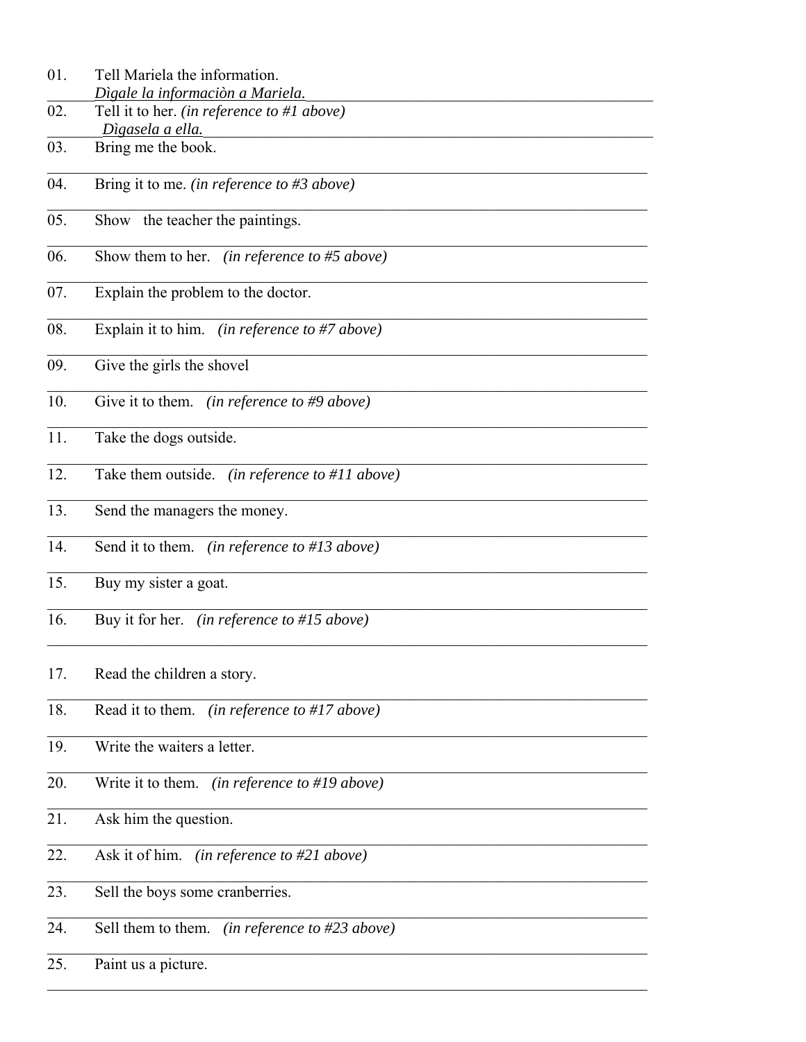01. Tell Mariela the information.
*Dìgale la informaciòn a Mariela.*

02. Tell it to her. *(in reference to #1 above)*
*Dìgasela a ella.*

03. Bring me the book.

04. Bring it to me. *(in reference to #3 above)*

05. Show the teacher the paintings.

06. Show them to her. *(in reference to #5 above)*

07. Explain the problem to the doctor.

08. Explain it to him. *(in reference to #7 above)*

09. Give the girls the shovel

10. Give it to them. *(in reference to #9 above)*

11. Take the dogs outside.

12. Take them outside. *(in reference to #11 above)*

13. Send the managers the money.

14. Send it to them. *(in reference to #13 above)*

15. Buy my sister a goat.

16. Buy it for her. *(in reference to #15 above)*

17. Read the children a story.

18. Read it to them. *(in reference to #17 above)*

19. Write the waiters a letter.

20. Write it to them. *(in reference to #19 above)*

21. Ask him the question.

22. Ask it of him. *(in reference to #21 above)*

23. Sell the boys some cranberries.

24. Sell them to them. *(in reference to #23 above)*

25. Paint us a picture.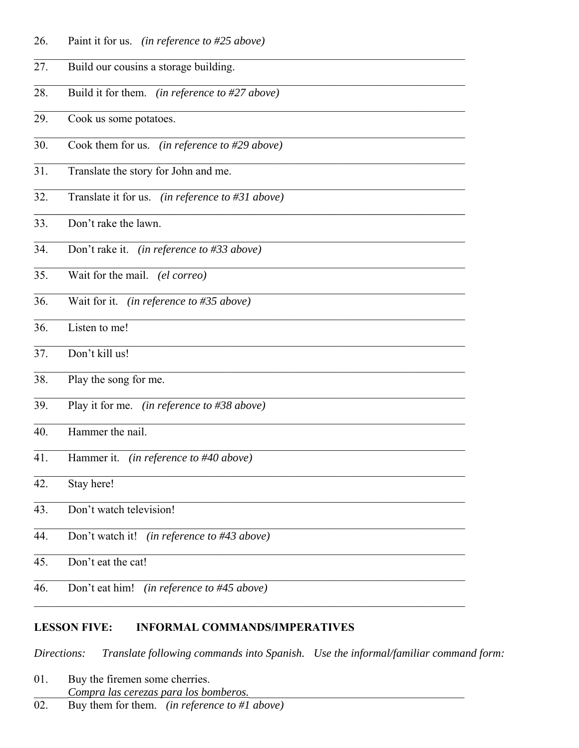26. Paint it for us. *(in reference to #25 above)*

27. Build our cousins a storage building.

28. Build it for them. *(in reference to #27 above)*

29. Cook us some potatoes.

30. Cook them for us. *(in reference to #29 above)*

31. Translate the story for John and me.

32. Translate it for us. *(in reference to #31 above)*

33. Don't rake the lawn.

34. Don't rake it. *(in reference to #33 above)*

35. Wait for the mail. *(el correo)*

36. Wait for it. *(in reference to #35 above)*

36. Listen to me!

37. Don't kill us!

38. Play the song for me.

39. Play it for me. *(in reference to #38 above)*

40. Hammer the nail.

41. Hammer it. *(in reference to #40 above)*

42. Stay here!

43. Don't watch television!

44. Don't watch it! *(in reference to #43 above)*

45. Don't eat the cat!

46. Don't eat him! *(in reference to #45 above)*

## LESSON FIVE: INFORMAL COMMANDS/IMPERATIVES

*Directions: Translate following commands into Spanish. Use the informal/familiar command form:*

01. Buy the firemen some cherries.
    *Compra las cerezas para los bomberos.*

02. Buy them for them. *(in reference to #1 above)*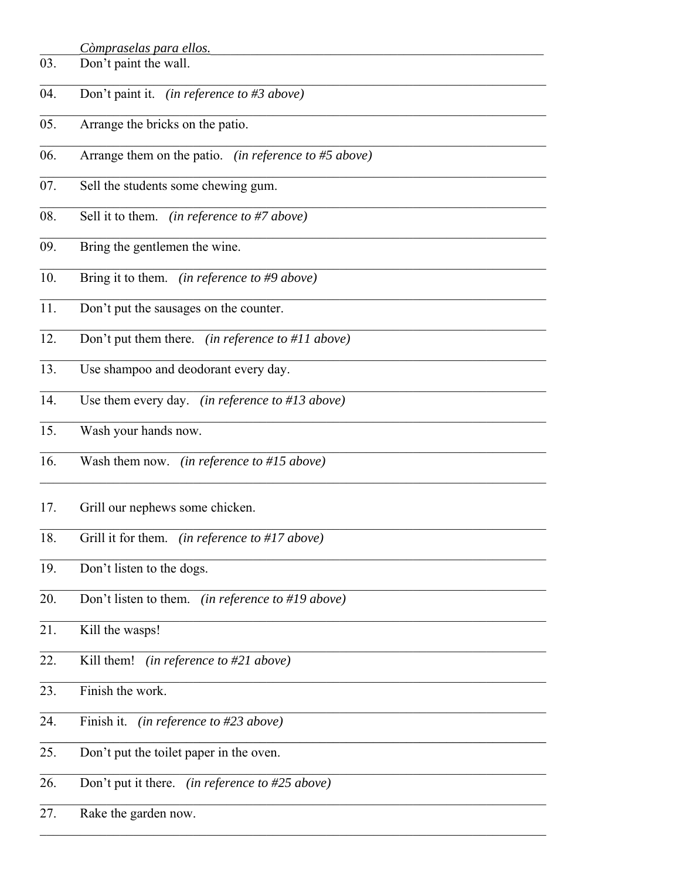*Còmpraselas para ellos.*

03. Don't paint the wall.

04. Don't paint it. *(in reference to #3 above)*

05. Arrange the bricks on the patio.

06. Arrange them on the patio. *(in reference to #5 above)*

07. Sell the students some chewing gum.

08. Sell it to them. *(in reference to #7 above)*

09. Bring the gentlemen the wine.

10. Bring it to them. *(in reference to #9 above)*

11. Don't put the sausages on the counter.

12. Don't put them there. *(in reference to #11 above)*

13. Use shampoo and deodorant every day.

14. Use them every day. *(in reference to #13 above)*

15. Wash your hands now.

16. Wash them now. *(in reference to #15 above)*

17. Grill our nephews some chicken.

18. Grill it for them. *(in reference to #17 above)*

19. Don't listen to the dogs.

20. Don't listen to them. *(in reference to #19 above)*

21. Kill the wasps!

22. Kill them! *(in reference to #21 above)*

23. Finish the work.

24. Finish it. *(in reference to #23 above)*

25. Don't put the toilet paper in the oven.

26. Don't put it there. *(in reference to #25 above)*

27. Rake the garden now.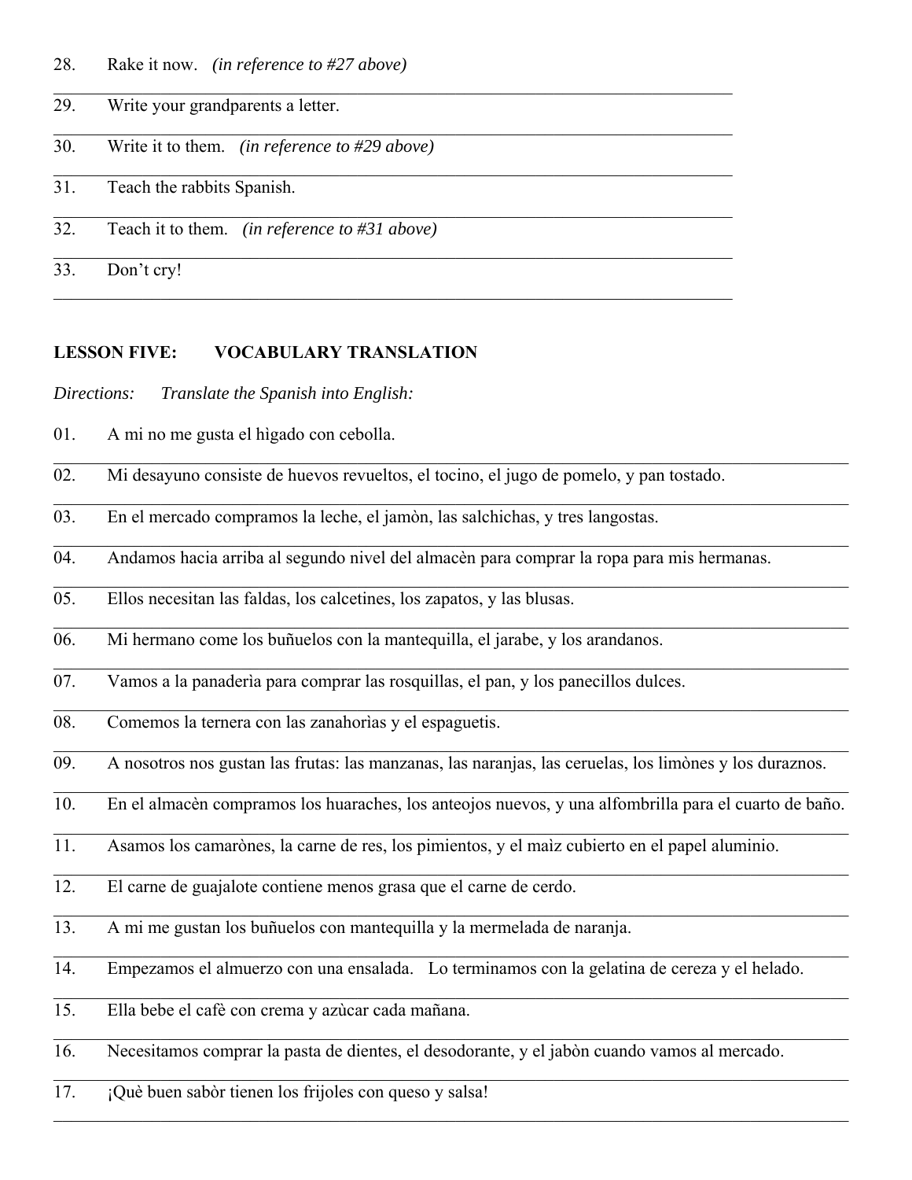28. Rake it now. *(in reference to #27 above)*

29. Write your grandparents a letter.

30. Write it to them. *(in reference to #29 above)*

31. Teach the rabbits Spanish.

32. Teach it to them. *(in reference to #31 above)*

33. Don't cry!

**LESSON FIVE: VOCABULARY TRANSLATION**

*Directions: Translate the Spanish into English:*

01. A mi no me gusta el hìgado con cebolla.

02. Mi desayuno consiste de huevos revueltos, el tocino, el jugo de pomelo, y pan tostado.

03. En el mercado compramos la leche, el jamòn, las salchichas, y tres langostas.

04. Andamos hacia arriba al segundo nivel del almacèn para comprar la ropa para mis hermanas.

05. Ellos necesitan las faldas, los calcetines, los zapatos, y las blusas.

06. Mi hermano come los buñuelos con la mantequilla, el jarabe, y los arandanos.

07. Vamos a la panaderìa para comprar las rosquillas, el pan, y los panecillos dulces.

08. Comemos la ternera con las zanahorìas y el espaguetis.

09. A nosotros nos gustan las frutas: las manzanas, las naranjas, las ceruelas, los limònes y los duraznos.

10. En el almacèn compramos los huaraches, los anteojos nuevos, y una alfombrilla para el cuarto de baño.

11. Asamos los camarònes, la carne de res, los pimientos, y el maìz cubierto en el papel aluminio.

12. El carne de guajalote contiene menos grasa que el carne de cerdo.

13. A mi me gustan los buñuelos con mantequilla y la mermelada de naranja.

14. Empezamos el almuerzo con una ensalada. Lo terminamos con la gelatina de cereza y el helado.

15. Ella bebe el cafè con crema y azùcar cada mañana.

16. Necesitamos comprar la pasta de dientes, el desodorante, y el jabòn cuando vamos al mercado.

17. ¡Què buen sabòr tienen los frijoles con queso y salsa!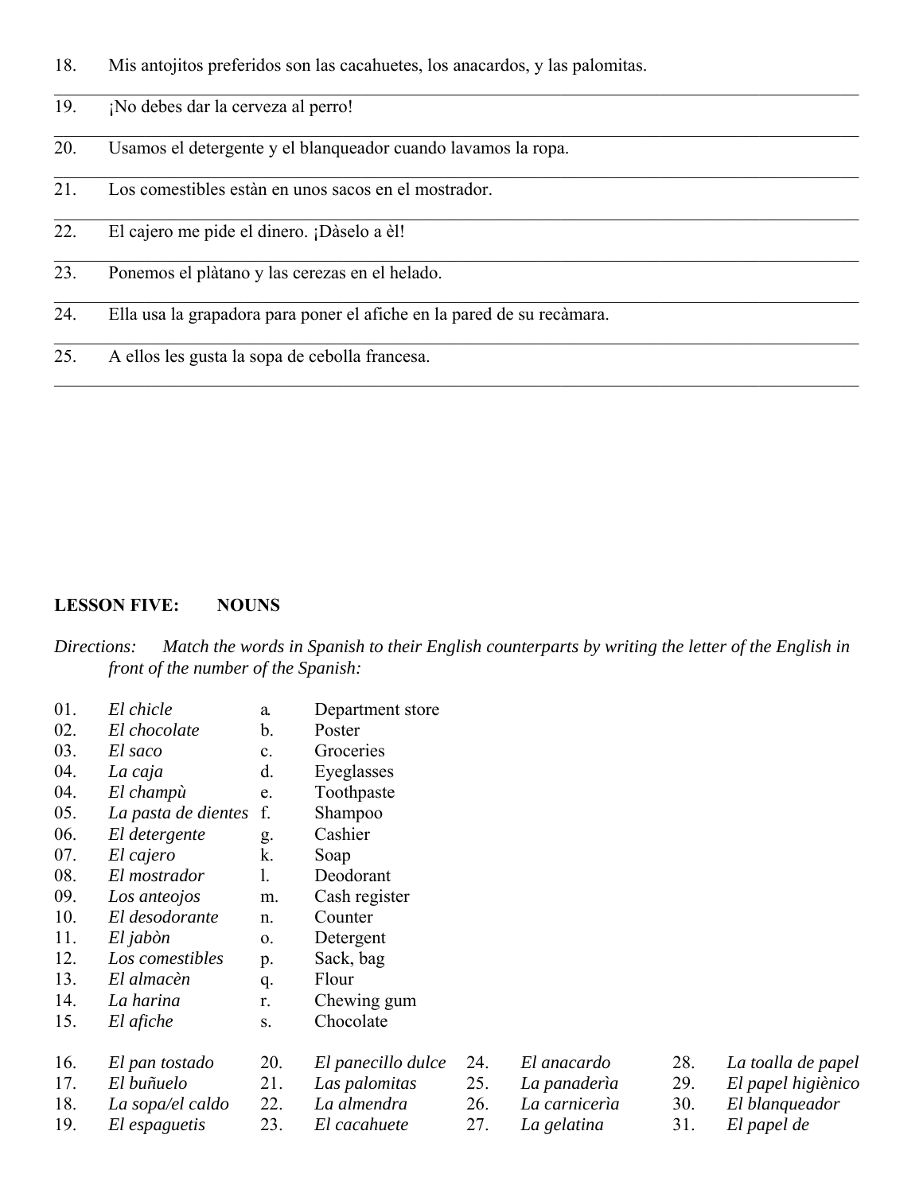18. Mis antojitos preferidos son las cacahuetes, los anacardos, y las palomitas.

______________________________________________________________________________

19. ¡No debes dar la cerveza al perro!

______________________________________________________________________________

20. Usamos el detergente y el blanqueador cuando lavamos la ropa.

______________________________________________________________________________

21. Los comestibles estàn en unos sacos en el mostrador.

______________________________________________________________________________

22. El cajero me pide el dinero. ¡Dàselo a èl!

______________________________________________________________________________

23. Ponemos el plàtano y las cerezas en el helado.

______________________________________________________________________________

24. Ella usa la grapadora para poner el afiche en la pared de su recàmara.

______________________________________________________________________________

25. A ellos les gusta la sopa de cebolla francesa.

______________________________________________________________________________

**LESSON FIVE: NOUNS**

*Directions: Match the words in Spanish to their English counterparts by writing the letter of the English in front of the number of the Spanish:*

| | | | |
|---|---|---|---|
| 01. | *El chicle* | a. | Department store |
| 02. | *El chocolate* | b. | Poster |
| 03. | *El saco* | c. | Groceries |
| 04. | *La caja* | d. | Eyeglasses |
| 04. | *El champù* | e. | Toothpaste |
| 05. | *La pasta de dientes* | f. | Shampoo |
| 06. | *El detergente* | g. | Cashier |
| 07. | *El cajero* | k. | Soap |
| 08. | *El mostrador* | l. | Deodorant |
| 09. | *Los anteojos* | m. | Cash register |
| 10. | *El desodorante* | n. | Counter |
| 11. | *El jabòn* | o. | Detergent |
| 12. | *Los comestibles* | p. | Sack, bag |
| 13. | *El almacèn* | q. | Flour |
| 14. | *La harina* | r. | Chewing gum |
| 15. | *El afiche* | s. | Chocolate |

| | | | | | | | |
|---|---|---|---|---|---|---|---|
| 16. | *El pan tostado* | 20. | *El panecillo dulce* | 24. | *El anacardo* | 28. | *La toalla de papel* |
| 17. | *El buñuelo* | 21. | *Las palomitas* | 25. | *La panaderìa* | 29. | *El papel higiènico* |
| 18. | *La sopa/el caldo* | 22. | *La almendra* | 26. | *La carnicerìa* | 30. | *El blanqueador* |
| 19. | *El espaguetis* | 23. | *El cacahuete* | 27. | *La gelatina* | 31. | *El papel de* |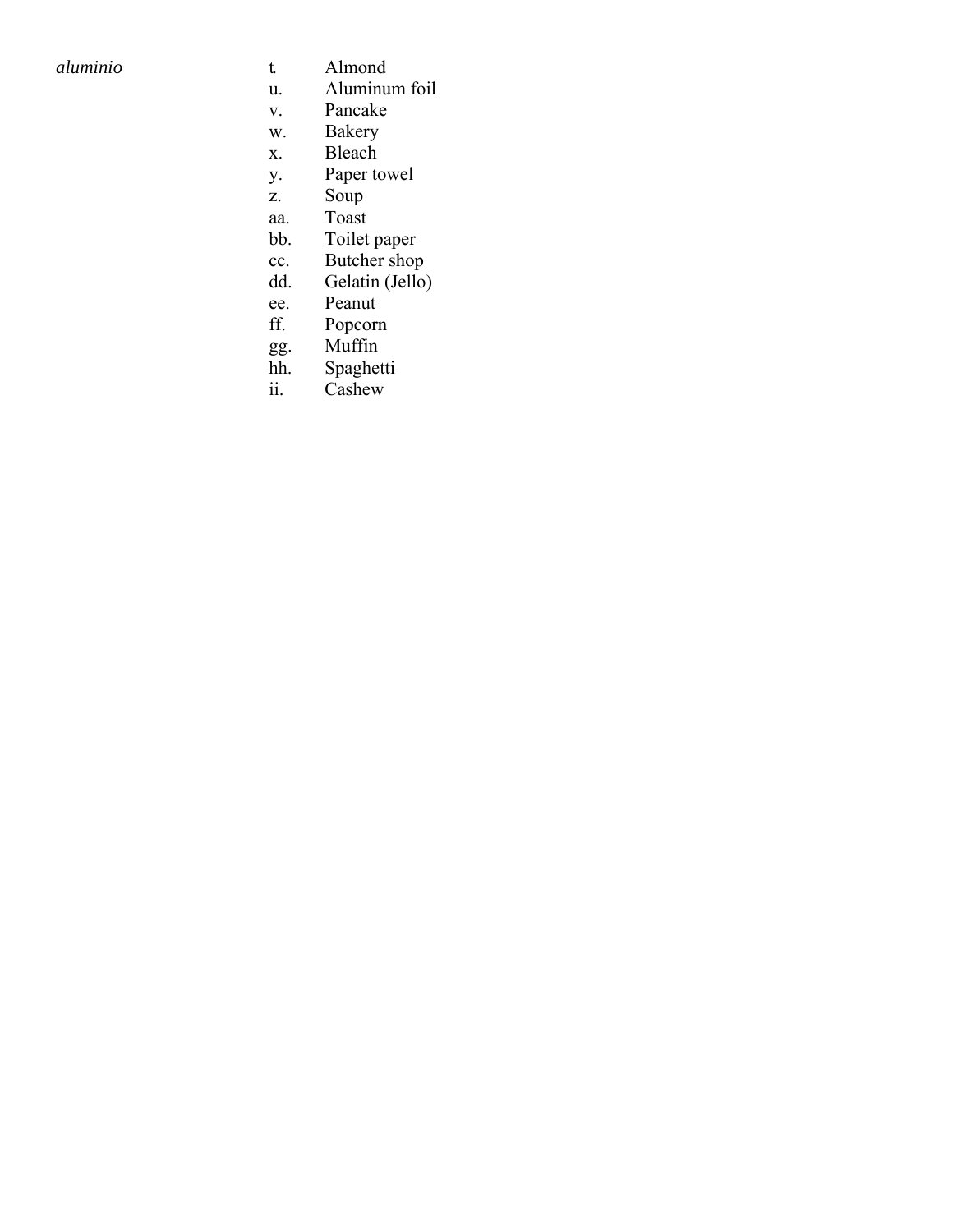*aluminio*

t. Almond
u. Aluminum foil
v. Pancake
w. Bakery
x. Bleach
y. Paper towel
z. Soup
aa. Toast
bb. Toilet paper
cc. Butcher shop
dd. Gelatin (Jello)
ee. Peanut
ff. Popcorn
gg. Muffin
hh. Spaghetti
ii. Cashew